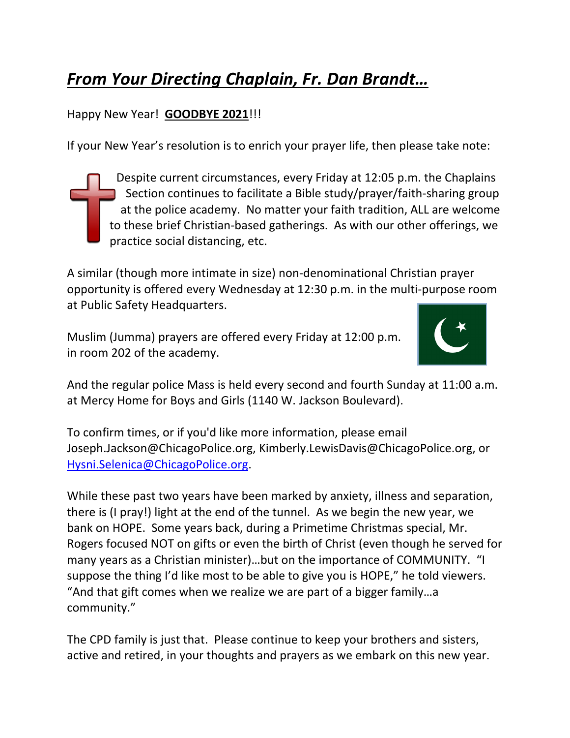# ***From Your Directing Chaplain, Fr. Dan Brandt…***

Happy New Year! **GOODBYE 2021**!!!

If your New Year's resolution is to enrich your prayer life, then please take note:

Despite current circumstances, every Friday at 12:05 p.m. the Chaplains Section continues to facilitate a Bible study/prayer/faith-sharing group at the police academy. No matter your faith tradition, ALL are welcome to these brief Christian-based gatherings. As with our other offerings, we practice social distancing, etc.

A similar (though more intimate in size) non-denominational Christian prayer opportunity is offered every Wednesday at 12:30 p.m. in the multi-purpose room at Public Safety Headquarters.

Muslim (Jumma) prayers are offered every Friday at 12:00 p.m. in room 202 of the academy.

And the regular police Mass is held every second and fourth Sunday at 11:00 a.m. at Mercy Home for Boys and Girls (1140 W. Jackson Boulevard).

To confirm times, or if you'd like more information, please email Joseph.Jackson@ChicagoPolice.org, Kimberly.LewisDavis@ChicagoPolice.org, or Hysni.Selenica@ChicagoPolice.org.

While these past two years have been marked by anxiety, illness and separation, there is (I pray!) light at the end of the tunnel. As we begin the new year, we bank on HOPE. Some years back, during a Primetime Christmas special, Mr. Rogers focused NOT on gifts or even the birth of Christ (even though he served for many years as a Christian minister)…but on the importance of COMMUNITY. "I suppose the thing I'd like most to be able to give you is HOPE," he told viewers. "And that gift comes when we realize we are part of a bigger family…a community."

The CPD family is just that. Please continue to keep your brothers and sisters, active and retired, in your thoughts and prayers as we embark on this new year.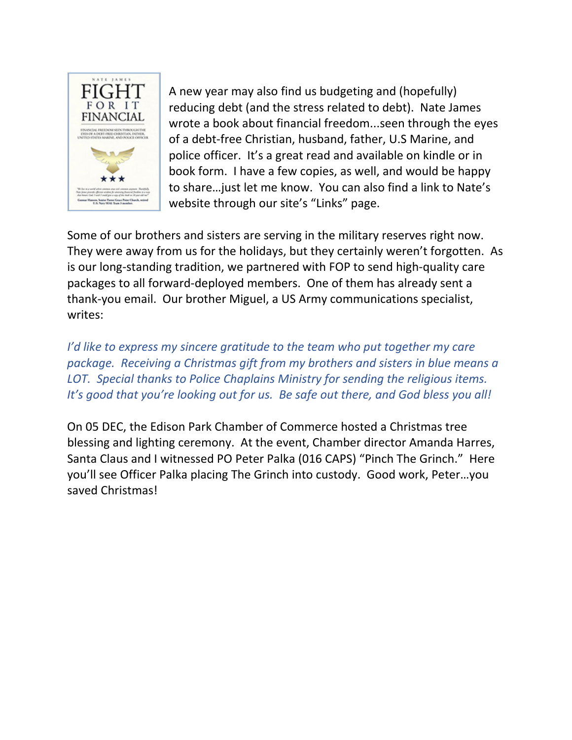A new year may also find us budgeting and (hopefully) reducing debt (and the stress related to debt). Nate James wrote a book about financial freedom...seen through the eyes of a debt-free Christian, husband, father, U.S Marine, and police officer. It's a great read and available on kindle or in book form. I have a few copies, as well, and would be happy to share…just let me know. You can also find a link to Nate's website through our site's "Links" page.

Some of our brothers and sisters are serving in the military reserves right now. They were away from us for the holidays, but they certainly weren't forgotten. As is our long-standing tradition, we partnered with FOP to send high-quality care packages to all forward-deployed members. One of them has already sent a thank-you email. Our brother Miguel, a US Army communications specialist, writes:

*I'd like to express my sincere gratitude to the team who put together my care package. Receiving a Christmas gift from my brothers and sisters in blue means a LOT. Special thanks to Police Chaplains Ministry for sending the religious items. It's good that you're looking out for us. Be safe out there, and God bless you all!*

On 05 DEC, the Edison Park Chamber of Commerce hosted a Christmas tree blessing and lighting ceremony. At the event, Chamber director Amanda Harres, Santa Claus and I witnessed PO Peter Palka (016 CAPS) "Pinch The Grinch." Here you'll see Officer Palka placing The Grinch into custody. Good work, Peter…you saved Christmas!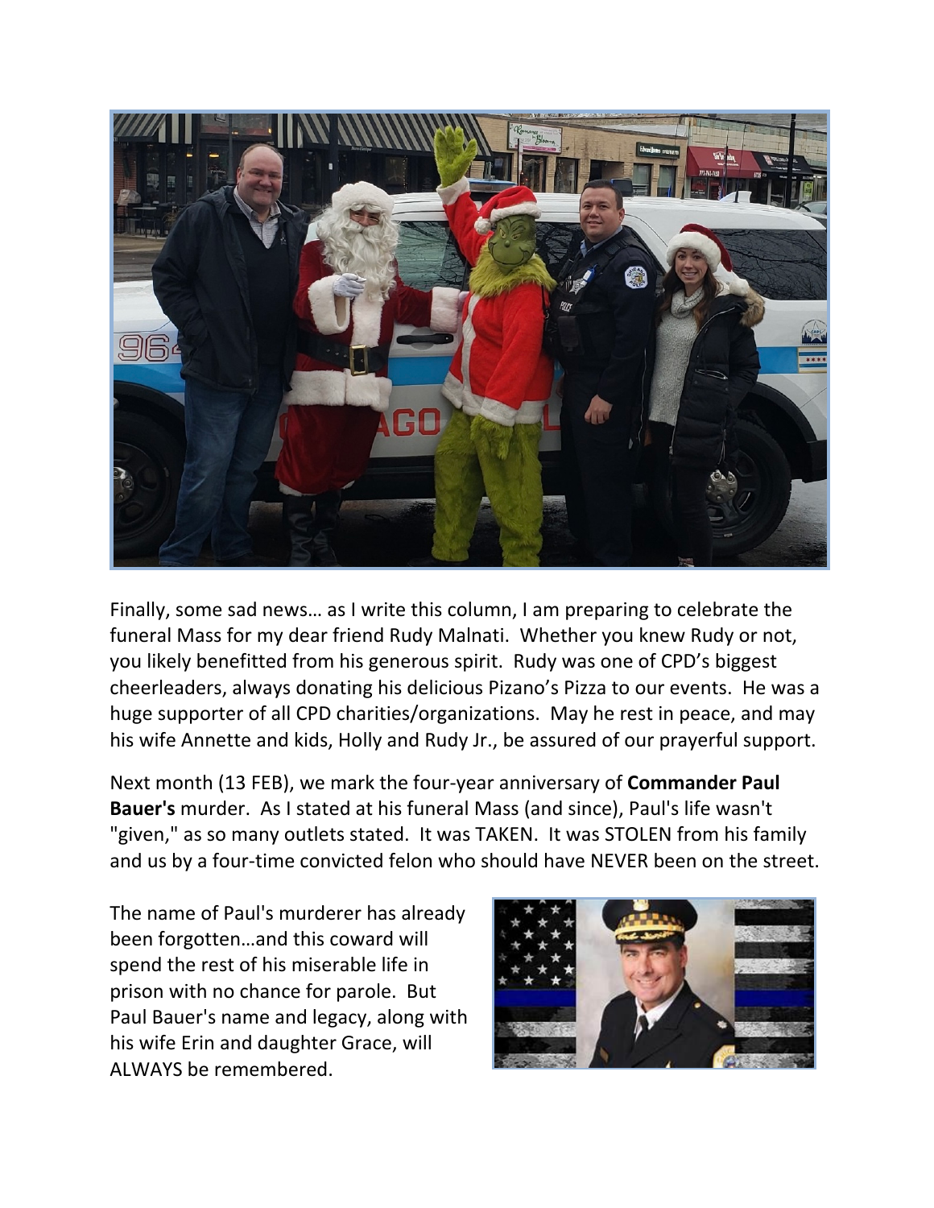Finally, some sad news… as I write this column, I am preparing to celebrate the funeral Mass for my dear friend Rudy Malnati. Whether you knew Rudy or not, you likely benefitted from his generous spirit. Rudy was one of CPD's biggest cheerleaders, always donating his delicious Pizano's Pizza to our events. He was a huge supporter of all CPD charities/organizations. May he rest in peace, and may his wife Annette and kids, Holly and Rudy Jr., be assured of our prayerful support.

Next month (13 FEB), we mark the four-year anniversary of **Commander Paul Bauer's** murder. As I stated at his funeral Mass (and since), Paul's life wasn't "given," as so many outlets stated. It was TAKEN. It was STOLEN from his family and us by a four-time convicted felon who should have NEVER been on the street.

The name of Paul's murderer has already been forgotten…and this coward will spend the rest of his miserable life in prison with no chance for parole. But Paul Bauer's name and legacy, along with his wife Erin and daughter Grace, will ALWAYS be remembered.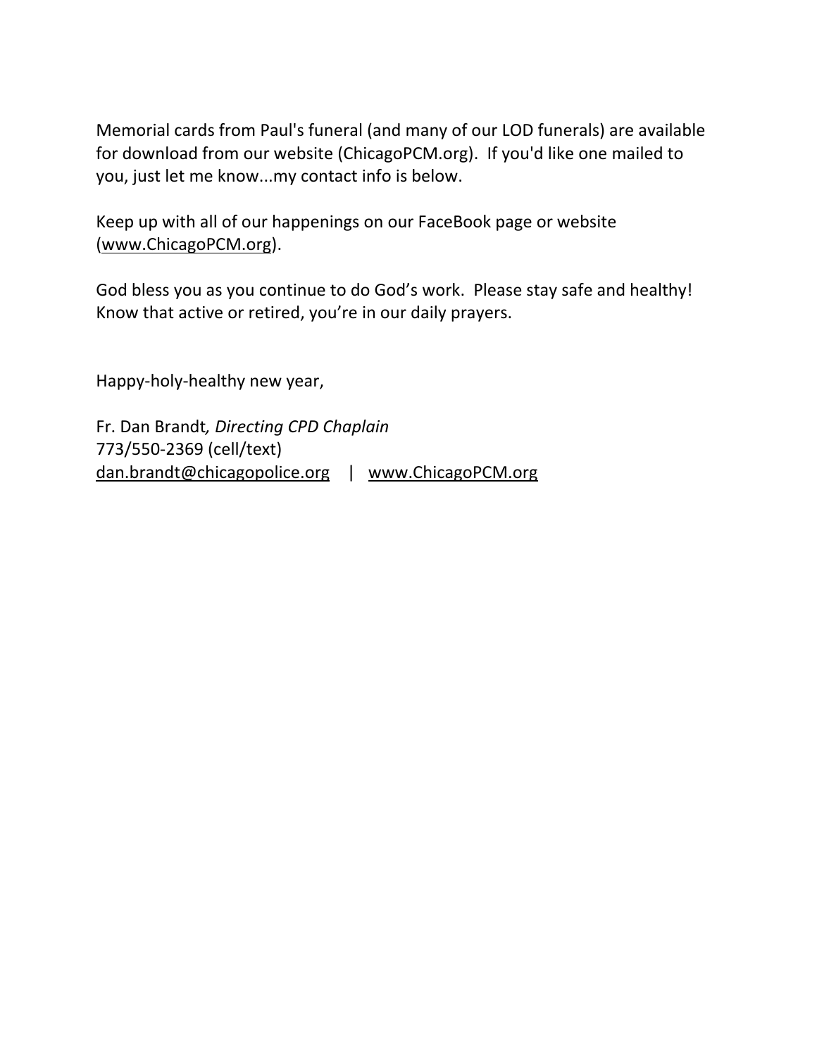Memorial cards from Paul's funeral (and many of our LOD funerals) are available for download from our website (ChicagoPCM.org).  If you'd like one mailed to you, just let me know...my contact info is below.

Keep up with all of our happenings on our FaceBook page or website (www.ChicagoPCM.org).

God bless you as you continue to do God's work.  Please stay safe and healthy! Know that active or retired, you're in our daily prayers.

Happy-holy-healthy new year,

Fr. Dan Brandt*, Directing CPD Chaplain*
773/550-2369 (cell/text)
dan.brandt@chicagopolice.org | www.ChicagoPCM.org